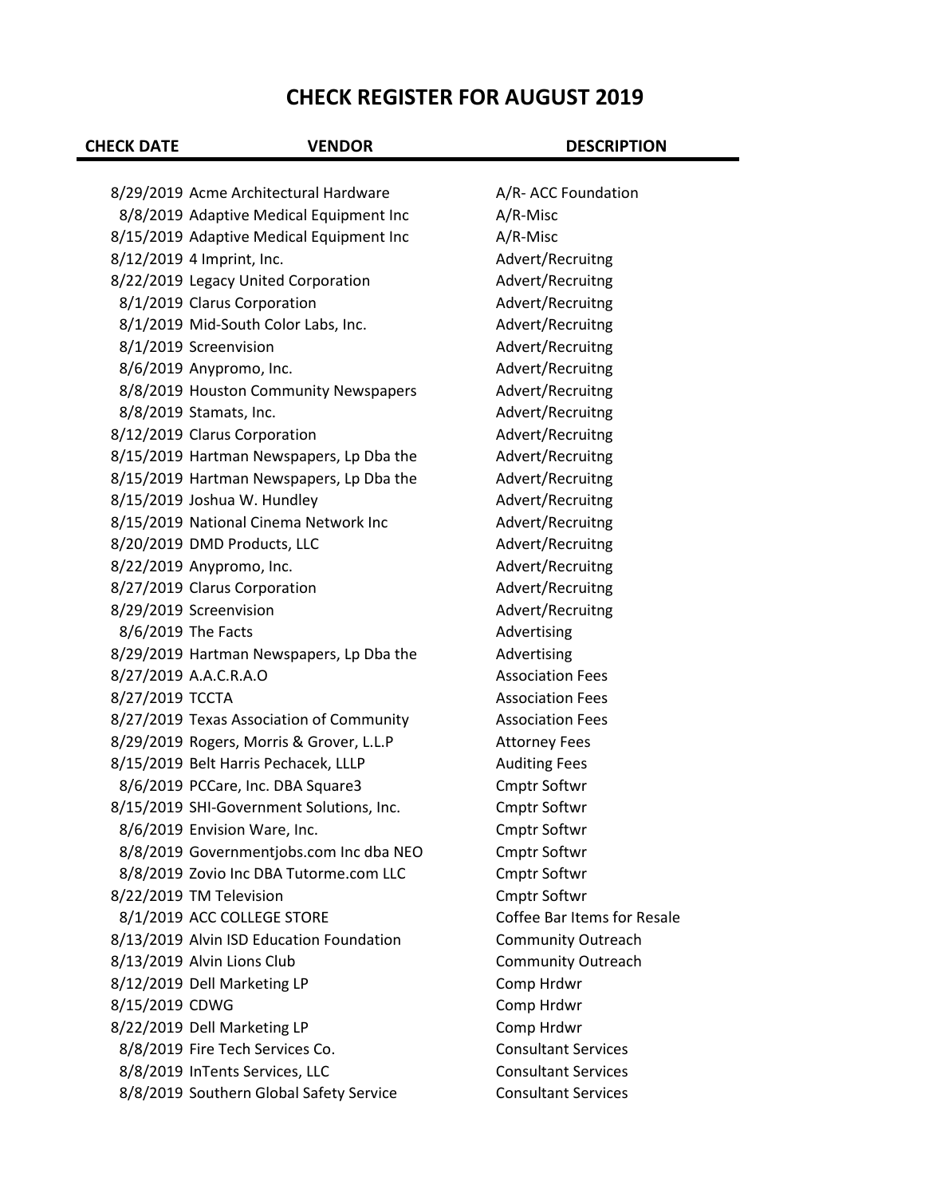# CHECK REGISTER FOR AUGUST 2019

| CHECK DATE | VENDOR | DESCRIPTION |
|---|---|---|
| 8/29/2019 | Acme Architectural Hardware | A/R- ACC Foundation |
| 8/8/2019 | Adaptive Medical Equipment Inc | A/R-Misc |
| 8/15/2019 | Adaptive Medical Equipment Inc | A/R-Misc |
| 8/12/2019 | 4 Imprint, Inc. | Advert/Recruitng |
| 8/22/2019 | Legacy United Corporation | Advert/Recruitng |
| 8/1/2019 | Clarus Corporation | Advert/Recruitng |
| 8/1/2019 | Mid-South Color Labs, Inc. | Advert/Recruitng |
| 8/1/2019 | Screenvision | Advert/Recruitng |
| 8/6/2019 | Anypromo, Inc. | Advert/Recruitng |
| 8/8/2019 | Houston Community Newspapers | Advert/Recruitng |
| 8/8/2019 | Stamats, Inc. | Advert/Recruitng |
| 8/12/2019 | Clarus Corporation | Advert/Recruitng |
| 8/15/2019 | Hartman Newspapers, Lp Dba the | Advert/Recruitng |
| 8/15/2019 | Hartman Newspapers, Lp Dba the | Advert/Recruitng |
| 8/15/2019 | Joshua W. Hundley | Advert/Recruitng |
| 8/15/2019 | National Cinema Network Inc | Advert/Recruitng |
| 8/20/2019 | DMD Products, LLC | Advert/Recruitng |
| 8/22/2019 | Anypromo, Inc. | Advert/Recruitng |
| 8/27/2019 | Clarus Corporation | Advert/Recruitng |
| 8/29/2019 | Screenvision | Advert/Recruitng |
| 8/6/2019 | The Facts | Advertising |
| 8/29/2019 | Hartman Newspapers, Lp Dba the | Advertising |
| 8/27/2019 | A.A.C.R.A.O | Association Fees |
| 8/27/2019 | TCCTA | Association Fees |
| 8/27/2019 | Texas Association of Community | Association Fees |
| 8/29/2019 | Rogers, Morris & Grover, L.L.P | Attorney Fees |
| 8/15/2019 | Belt Harris Pechacek, LLLP | Auditing Fees |
| 8/6/2019 | PCCare, Inc. DBA Square3 | Cmptr Softwr |
| 8/15/2019 | SHI-Government Solutions, Inc. | Cmptr Softwr |
| 8/6/2019 | Envision Ware, Inc. | Cmptr Softwr |
| 8/8/2019 | Governmentjobs.com Inc dba NEO | Cmptr Softwr |
| 8/8/2019 | Zovio Inc DBA Tutorme.com LLC | Cmptr Softwr |
| 8/22/2019 | TM Television | Cmptr Softwr |
| 8/1/2019 | ACC COLLEGE STORE | Coffee Bar Items for Resale |
| 8/13/2019 | Alvin ISD Education Foundation | Community Outreach |
| 8/13/2019 | Alvin Lions Club | Community Outreach |
| 8/12/2019 | Dell Marketing LP | Comp Hrdwr |
| 8/15/2019 | CDWG | Comp Hrdwr |
| 8/22/2019 | Dell Marketing LP | Comp Hrdwr |
| 8/8/2019 | Fire Tech Services Co. | Consultant Services |
| 8/8/2019 | InTents Services, LLC | Consultant Services |
| 8/8/2019 | Southern Global Safety Service | Consultant Services |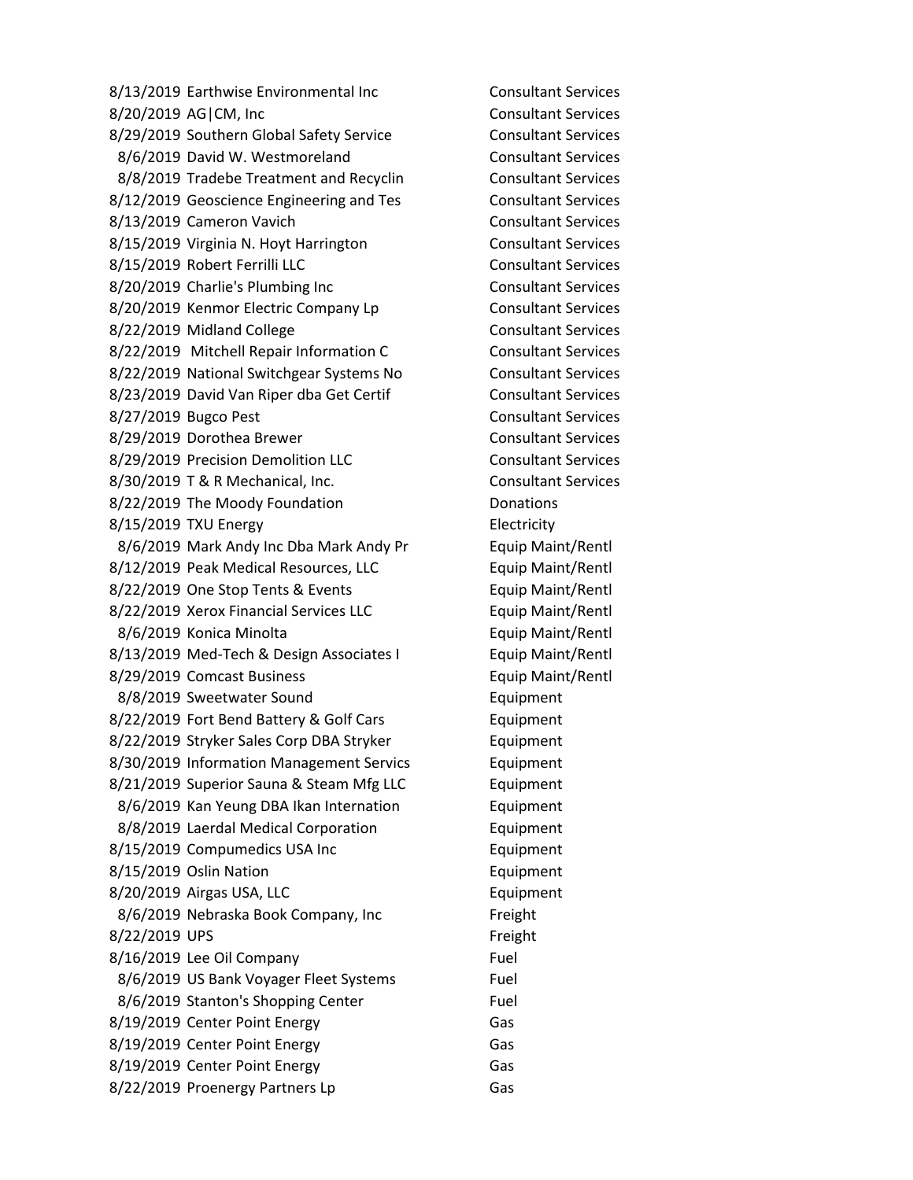| | | |
|---|---|---|
| 8/13/2019 | Earthwise Environmental Inc | Consultant Services |
| 8/20/2019 | AG\|CM, Inc | Consultant Services |
| 8/29/2019 | Southern Global Safety Service | Consultant Services |
| 8/6/2019 | David W. Westmoreland | Consultant Services |
| 8/8/2019 | Tradebe Treatment and Recyclin | Consultant Services |
| 8/12/2019 | Geoscience Engineering and Tes | Consultant Services |
| 8/13/2019 | Cameron Vavich | Consultant Services |
| 8/15/2019 | Virginia N. Hoyt Harrington | Consultant Services |
| 8/15/2019 | Robert Ferrilli LLC | Consultant Services |
| 8/20/2019 | Charlie's Plumbing Inc | Consultant Services |
| 8/20/2019 | Kenmor Electric Company Lp | Consultant Services |
| 8/22/2019 | Midland College | Consultant Services |
| 8/22/2019 | Mitchell Repair Information C | Consultant Services |
| 8/22/2019 | National Switchgear Systems No | Consultant Services |
| 8/23/2019 | David Van Riper dba Get Certif | Consultant Services |
| 8/27/2019 | Bugco Pest | Consultant Services |
| 8/29/2019 | Dorothea Brewer | Consultant Services |
| 8/29/2019 | Precision Demolition LLC | Consultant Services |
| 8/30/2019 | T & R Mechanical, Inc. | Consultant Services |
| 8/22/2019 | The Moody Foundation | Donations |
| 8/15/2019 | TXU Energy | Electricity |
| 8/6/2019 | Mark Andy Inc Dba Mark Andy Pr | Equip Maint/Rentl |
| 8/12/2019 | Peak Medical Resources, LLC | Equip Maint/Rentl |
| 8/22/2019 | One Stop Tents & Events | Equip Maint/Rentl |
| 8/22/2019 | Xerox Financial Services LLC | Equip Maint/Rentl |
| 8/6/2019 | Konica Minolta | Equip Maint/Rentl |
| 8/13/2019 | Med-Tech & Design Associates I | Equip Maint/Rentl |
| 8/29/2019 | Comcast Business | Equip Maint/Rentl |
| 8/8/2019 | Sweetwater Sound | Equipment |
| 8/22/2019 | Fort Bend Battery & Golf Cars | Equipment |
| 8/22/2019 | Stryker Sales Corp DBA Stryker | Equipment |
| 8/30/2019 | Information Management Servics | Equipment |
| 8/21/2019 | Superior Sauna & Steam Mfg LLC | Equipment |
| 8/6/2019 | Kan Yeung DBA Ikan Internation | Equipment |
| 8/8/2019 | Laerdal Medical Corporation | Equipment |
| 8/15/2019 | Compumedics USA Inc | Equipment |
| 8/15/2019 | Oslin Nation | Equipment |
| 8/20/2019 | Airgas USA, LLC | Equipment |
| 8/6/2019 | Nebraska Book Company, Inc | Freight |
| 8/22/2019 | UPS | Freight |
| 8/16/2019 | Lee Oil Company | Fuel |
| 8/6/2019 | US Bank Voyager Fleet Systems | Fuel |
| 8/6/2019 | Stanton's Shopping Center | Fuel |
| 8/19/2019 | Center Point Energy | Gas |
| 8/19/2019 | Center Point Energy | Gas |
| 8/19/2019 | Center Point Energy | Gas |
| 8/22/2019 | Proenergy Partners Lp | Gas |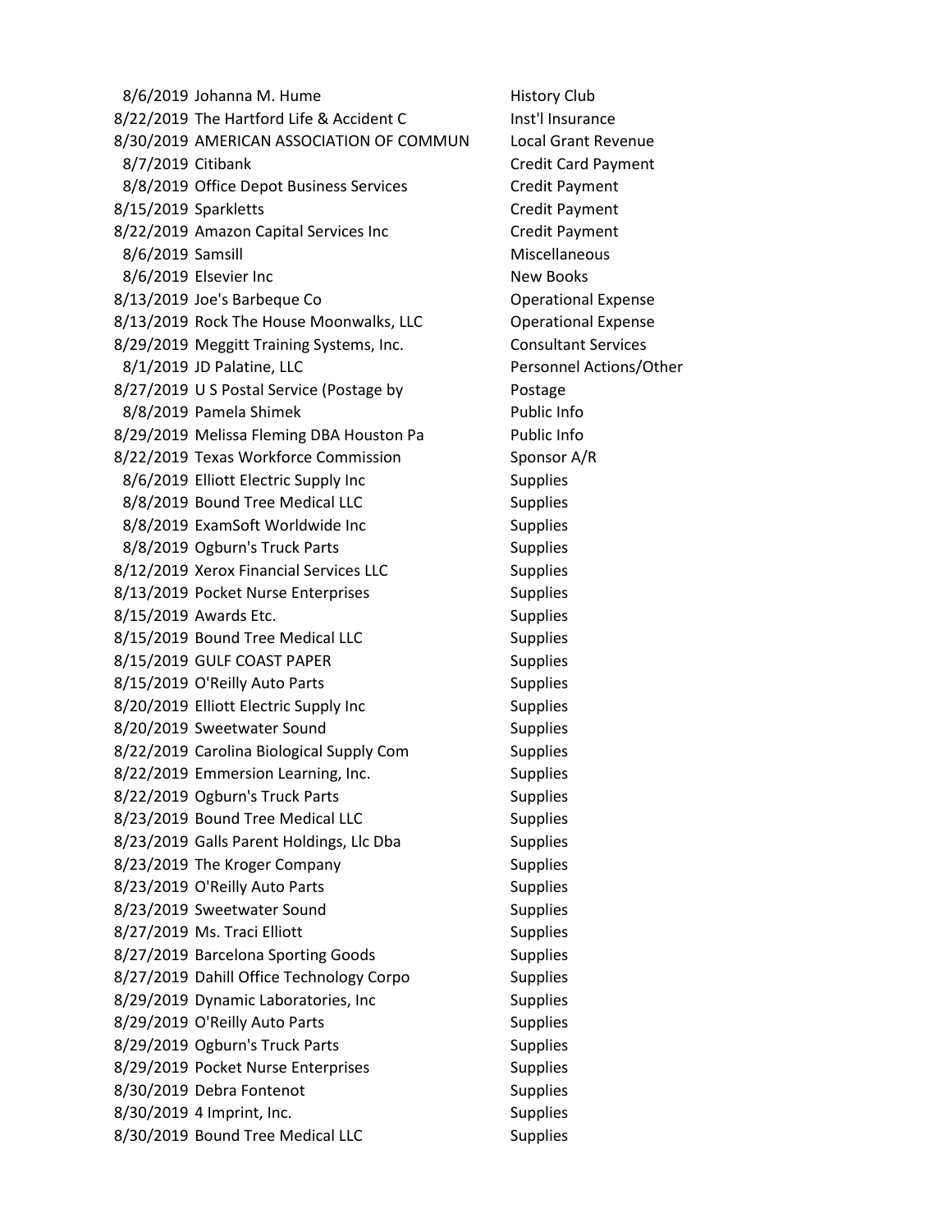| | | |
|---|---|---|
| 8/6/2019 | Johanna M. Hume | History Club |
| 8/22/2019 | The Hartford Life & Accident C | Inst'l Insurance |
| 8/30/2019 | AMERICAN ASSOCIATION OF COMMUN | Local Grant Revenue |
| 8/7/2019 | Citibank | Credit Card Payment |
| 8/8/2019 | Office Depot Business Services | Credit Payment |
| 8/15/2019 | Sparkletts | Credit Payment |
| 8/22/2019 | Amazon Capital Services Inc | Credit Payment |
| 8/6/2019 | Samsill | Miscellaneous |
| 8/6/2019 | Elsevier Inc | New Books |
| 8/13/2019 | Joe's Barbeque Co | Operational Expense |
| 8/13/2019 | Rock The House Moonwalks, LLC | Operational Expense |
| 8/29/2019 | Meggitt Training Systems, Inc. | Consultant Services |
| 8/1/2019 | JD Palatine, LLC | Personnel Actions/Other |
| 8/27/2019 | U S Postal Service (Postage by | Postage |
| 8/8/2019 | Pamela Shimek | Public Info |
| 8/29/2019 | Melissa Fleming DBA Houston Pa | Public Info |
| 8/22/2019 | Texas Workforce Commission | Sponsor A/R |
| 8/6/2019 | Elliott Electric Supply Inc | Supplies |
| 8/8/2019 | Bound Tree Medical LLC | Supplies |
| 8/8/2019 | ExamSoft Worldwide Inc | Supplies |
| 8/8/2019 | Ogburn's Truck Parts | Supplies |
| 8/12/2019 | Xerox Financial Services LLC | Supplies |
| 8/13/2019 | Pocket Nurse Enterprises | Supplies |
| 8/15/2019 | Awards Etc. | Supplies |
| 8/15/2019 | Bound Tree Medical LLC | Supplies |
| 8/15/2019 | GULF COAST PAPER | Supplies |
| 8/15/2019 | O'Reilly Auto Parts | Supplies |
| 8/20/2019 | Elliott Electric Supply Inc | Supplies |
| 8/20/2019 | Sweetwater Sound | Supplies |
| 8/22/2019 | Carolina Biological Supply Com | Supplies |
| 8/22/2019 | Emmersion Learning, Inc. | Supplies |
| 8/22/2019 | Ogburn's Truck Parts | Supplies |
| 8/23/2019 | Bound Tree Medical LLC | Supplies |
| 8/23/2019 | Galls Parent Holdings, Llc Dba | Supplies |
| 8/23/2019 | The Kroger Company | Supplies |
| 8/23/2019 | O'Reilly Auto Parts | Supplies |
| 8/23/2019 | Sweetwater Sound | Supplies |
| 8/27/2019 | Ms. Traci Elliott | Supplies |
| 8/27/2019 | Barcelona Sporting Goods | Supplies |
| 8/27/2019 | Dahill Office Technology Corpo | Supplies |
| 8/29/2019 | Dynamic Laboratories, Inc | Supplies |
| 8/29/2019 | O'Reilly Auto Parts | Supplies |
| 8/29/2019 | Ogburn's Truck Parts | Supplies |
| 8/29/2019 | Pocket Nurse Enterprises | Supplies |
| 8/30/2019 | Debra Fontenot | Supplies |
| 8/30/2019 | 4 Imprint, Inc. | Supplies |
| 8/30/2019 | Bound Tree Medical LLC | Supplies |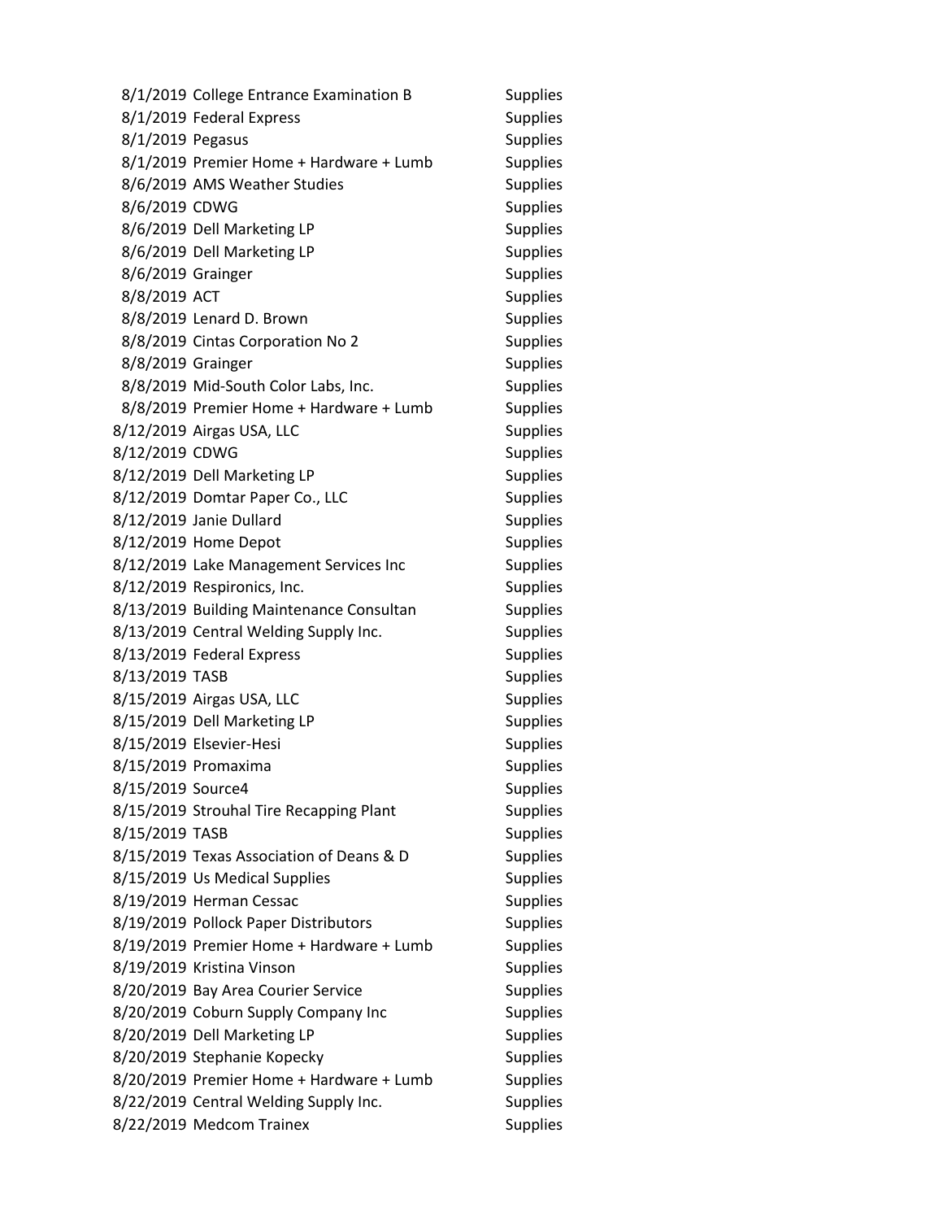| | | |
|---|---|---|
| 8/1/2019 | College Entrance Examination B | Supplies |
| 8/1/2019 | Federal Express | Supplies |
| 8/1/2019 | Pegasus | Supplies |
| 8/1/2019 | Premier Home + Hardware + Lumb | Supplies |
| 8/6/2019 | AMS Weather Studies | Supplies |
| 8/6/2019 | CDWG | Supplies |
| 8/6/2019 | Dell Marketing LP | Supplies |
| 8/6/2019 | Dell Marketing LP | Supplies |
| 8/6/2019 | Grainger | Supplies |
| 8/8/2019 | ACT | Supplies |
| 8/8/2019 | Lenard D. Brown | Supplies |
| 8/8/2019 | Cintas Corporation No 2 | Supplies |
| 8/8/2019 | Grainger | Supplies |
| 8/8/2019 | Mid-South Color Labs, Inc. | Supplies |
| 8/8/2019 | Premier Home + Hardware + Lumb | Supplies |
| 8/12/2019 | Airgas USA, LLC | Supplies |
| 8/12/2019 | CDWG | Supplies |
| 8/12/2019 | Dell Marketing LP | Supplies |
| 8/12/2019 | Domtar Paper Co., LLC | Supplies |
| 8/12/2019 | Janie Dullard | Supplies |
| 8/12/2019 | Home Depot | Supplies |
| 8/12/2019 | Lake Management Services Inc | Supplies |
| 8/12/2019 | Respironics, Inc. | Supplies |
| 8/13/2019 | Building Maintenance Consultan | Supplies |
| 8/13/2019 | Central Welding Supply Inc. | Supplies |
| 8/13/2019 | Federal Express | Supplies |
| 8/13/2019 | TASB | Supplies |
| 8/15/2019 | Airgas USA, LLC | Supplies |
| 8/15/2019 | Dell Marketing LP | Supplies |
| 8/15/2019 | Elsevier-Hesi | Supplies |
| 8/15/2019 | Promaxima | Supplies |
| 8/15/2019 | Source4 | Supplies |
| 8/15/2019 | Strouhal Tire Recapping Plant | Supplies |
| 8/15/2019 | TASB | Supplies |
| 8/15/2019 | Texas Association of Deans & D | Supplies |
| 8/15/2019 | Us Medical Supplies | Supplies |
| 8/19/2019 | Herman Cessac | Supplies |
| 8/19/2019 | Pollock Paper Distributors | Supplies |
| 8/19/2019 | Premier Home + Hardware + Lumb | Supplies |
| 8/19/2019 | Kristina Vinson | Supplies |
| 8/20/2019 | Bay Area Courier Service | Supplies |
| 8/20/2019 | Coburn Supply Company Inc | Supplies |
| 8/20/2019 | Dell Marketing LP | Supplies |
| 8/20/2019 | Stephanie Kopecky | Supplies |
| 8/20/2019 | Premier Home + Hardware + Lumb | Supplies |
| 8/22/2019 | Central Welding Supply Inc. | Supplies |
| 8/22/2019 | Medcom Trainex | Supplies |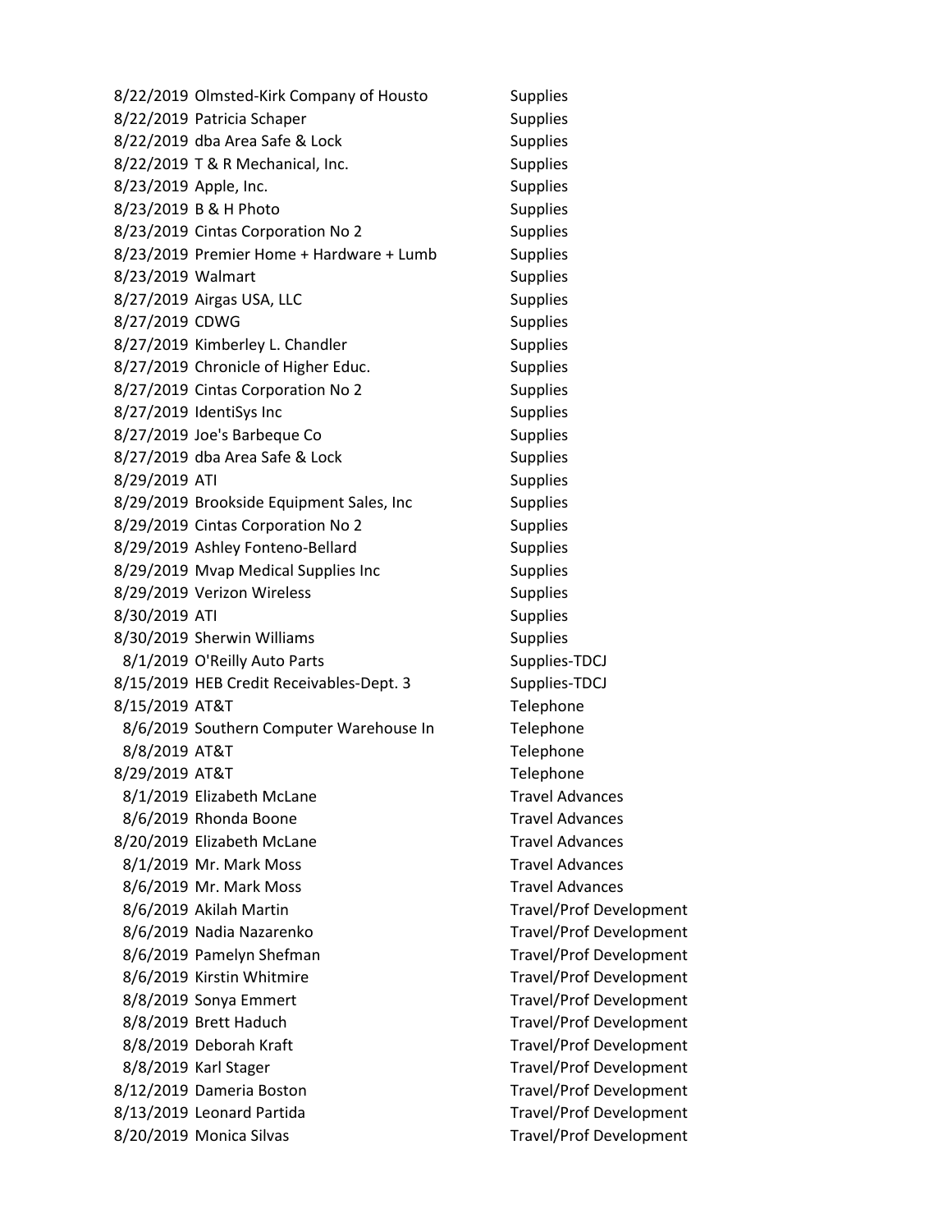| | | |
|---|---|---|
| 8/22/2019 | Olmsted-Kirk Company of Housto | Supplies |
| 8/22/2019 | Patricia Schaper | Supplies |
| 8/22/2019 | dba Area Safe & Lock | Supplies |
| 8/22/2019 | T & R Mechanical, Inc. | Supplies |
| 8/23/2019 | Apple, Inc. | Supplies |
| 8/23/2019 | B & H Photo | Supplies |
| 8/23/2019 | Cintas Corporation No 2 | Supplies |
| 8/23/2019 | Premier Home + Hardware + Lumb | Supplies |
| 8/23/2019 | Walmart | Supplies |
| 8/27/2019 | Airgas USA, LLC | Supplies |
| 8/27/2019 | CDWG | Supplies |
| 8/27/2019 | Kimberley L. Chandler | Supplies |
| 8/27/2019 | Chronicle of Higher Educ. | Supplies |
| 8/27/2019 | Cintas Corporation No 2 | Supplies |
| 8/27/2019 | IdentiSys Inc | Supplies |
| 8/27/2019 | Joe's Barbeque Co | Supplies |
| 8/27/2019 | dba Area Safe & Lock | Supplies |
| 8/29/2019 | ATI | Supplies |
| 8/29/2019 | Brookside Equipment Sales, Inc | Supplies |
| 8/29/2019 | Cintas Corporation No 2 | Supplies |
| 8/29/2019 | Ashley Fonteno-Bellard | Supplies |
| 8/29/2019 | Mvap Medical Supplies Inc | Supplies |
| 8/29/2019 | Verizon Wireless | Supplies |
| 8/30/2019 | ATI | Supplies |
| 8/30/2019 | Sherwin Williams | Supplies |
| 8/1/2019 | O'Reilly Auto Parts | Supplies-TDCJ |
| 8/15/2019 | HEB Credit Receivables-Dept. 3 | Supplies-TDCJ |
| 8/15/2019 | AT&T | Telephone |
| 8/6/2019 | Southern Computer Warehouse In | Telephone |
| 8/8/2019 | AT&T | Telephone |
| 8/29/2019 | AT&T | Telephone |
| 8/1/2019 | Elizabeth McLane | Travel Advances |
| 8/6/2019 | Rhonda Boone | Travel Advances |
| 8/20/2019 | Elizabeth McLane | Travel Advances |
| 8/1/2019 | Mr. Mark Moss | Travel Advances |
| 8/6/2019 | Mr. Mark Moss | Travel Advances |
| 8/6/2019 | Akilah Martin | Travel/Prof Development |
| 8/6/2019 | Nadia Nazarenko | Travel/Prof Development |
| 8/6/2019 | Pamelyn Shefman | Travel/Prof Development |
| 8/6/2019 | Kirstin Whitmire | Travel/Prof Development |
| 8/8/2019 | Sonya Emmert | Travel/Prof Development |
| 8/8/2019 | Brett Haduch | Travel/Prof Development |
| 8/8/2019 | Deborah Kraft | Travel/Prof Development |
| 8/8/2019 | Karl Stager | Travel/Prof Development |
| 8/12/2019 | Dameria Boston | Travel/Prof Development |
| 8/13/2019 | Leonard Partida | Travel/Prof Development |
| 8/20/2019 | Monica Silvas | Travel/Prof Development |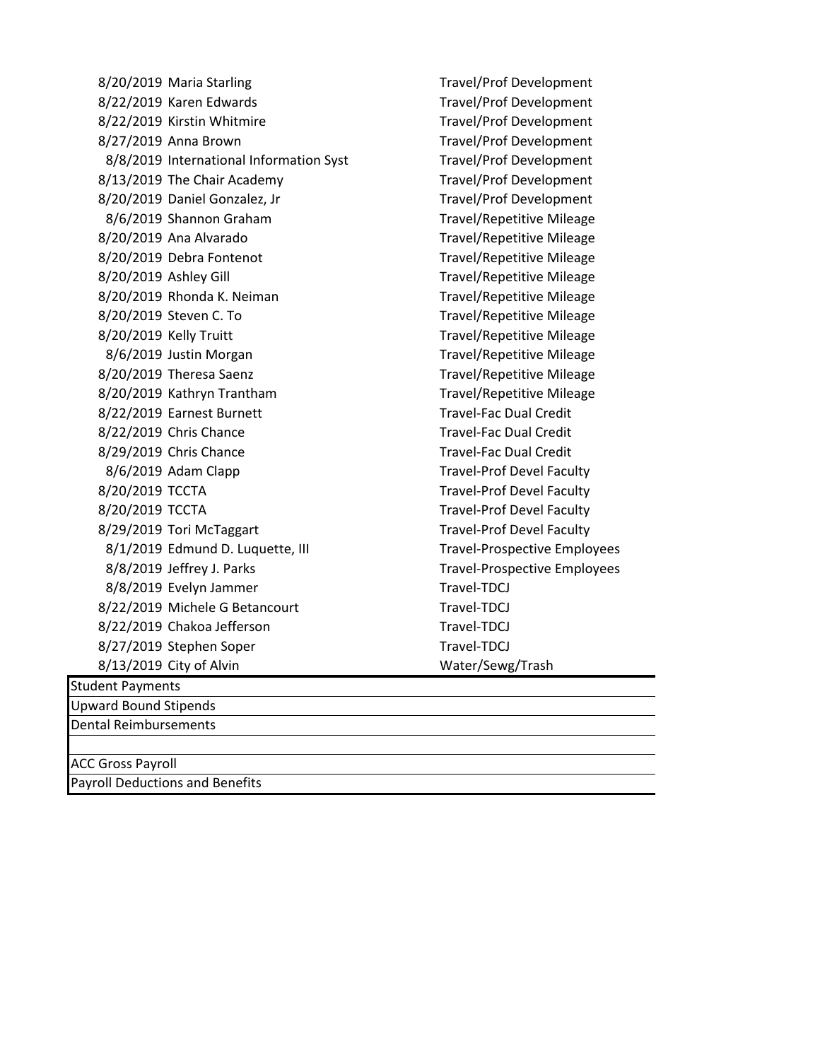| Date | Name | Category |
|---|---|---|
| 8/20/2019 | Maria Starling | Travel/Prof Development |
| 8/22/2019 | Karen Edwards | Travel/Prof Development |
| 8/22/2019 | Kirstin Whitmire | Travel/Prof Development |
| 8/27/2019 | Anna Brown | Travel/Prof Development |
| 8/8/2019 | International Information Syst | Travel/Prof Development |
| 8/13/2019 | The Chair Academy | Travel/Prof Development |
| 8/20/2019 | Daniel Gonzalez, Jr | Travel/Prof Development |
| 8/6/2019 | Shannon Graham | Travel/Repetitive Mileage |
| 8/20/2019 | Ana Alvarado | Travel/Repetitive Mileage |
| 8/20/2019 | Debra Fontenot | Travel/Repetitive Mileage |
| 8/20/2019 | Ashley Gill | Travel/Repetitive Mileage |
| 8/20/2019 | Rhonda K. Neiman | Travel/Repetitive Mileage |
| 8/20/2019 | Steven C. To | Travel/Repetitive Mileage |
| 8/20/2019 | Kelly Truitt | Travel/Repetitive Mileage |
| 8/6/2019 | Justin Morgan | Travel/Repetitive Mileage |
| 8/20/2019 | Theresa Saenz | Travel/Repetitive Mileage |
| 8/20/2019 | Kathryn Trantham | Travel/Repetitive Mileage |
| 8/22/2019 | Earnest Burnett | Travel-Fac Dual Credit |
| 8/22/2019 | Chris Chance | Travel-Fac Dual Credit |
| 8/29/2019 | Chris Chance | Travel-Fac Dual Credit |
| 8/6/2019 | Adam Clapp | Travel-Prof Devel Faculty |
| 8/20/2019 | TCCTA | Travel-Prof Devel Faculty |
| 8/20/2019 | TCCTA | Travel-Prof Devel Faculty |
| 8/29/2019 | Tori McTaggart | Travel-Prof Devel Faculty |
| 8/1/2019 | Edmund D. Luquette, III | Travel-Prospective Employees |
| 8/8/2019 | Jeffrey J. Parks | Travel-Prospective Employees |
| 8/8/2019 | Evelyn Jammer | Travel-TDCJ |
| 8/22/2019 | Michele G Betancourt | Travel-TDCJ |
| 8/22/2019 | Chakoa Jefferson | Travel-TDCJ |
| 8/27/2019 | Stephen Soper | Travel-TDCJ |
| 8/13/2019 | City of Alvin | Water/Sewg/Trash |

| |
|---|
| Student Payments |
| Upward Bound Stipends |
| Dental Reimbursements |
| |
| ACC Gross Payroll |
| Payroll Deductions and Benefits |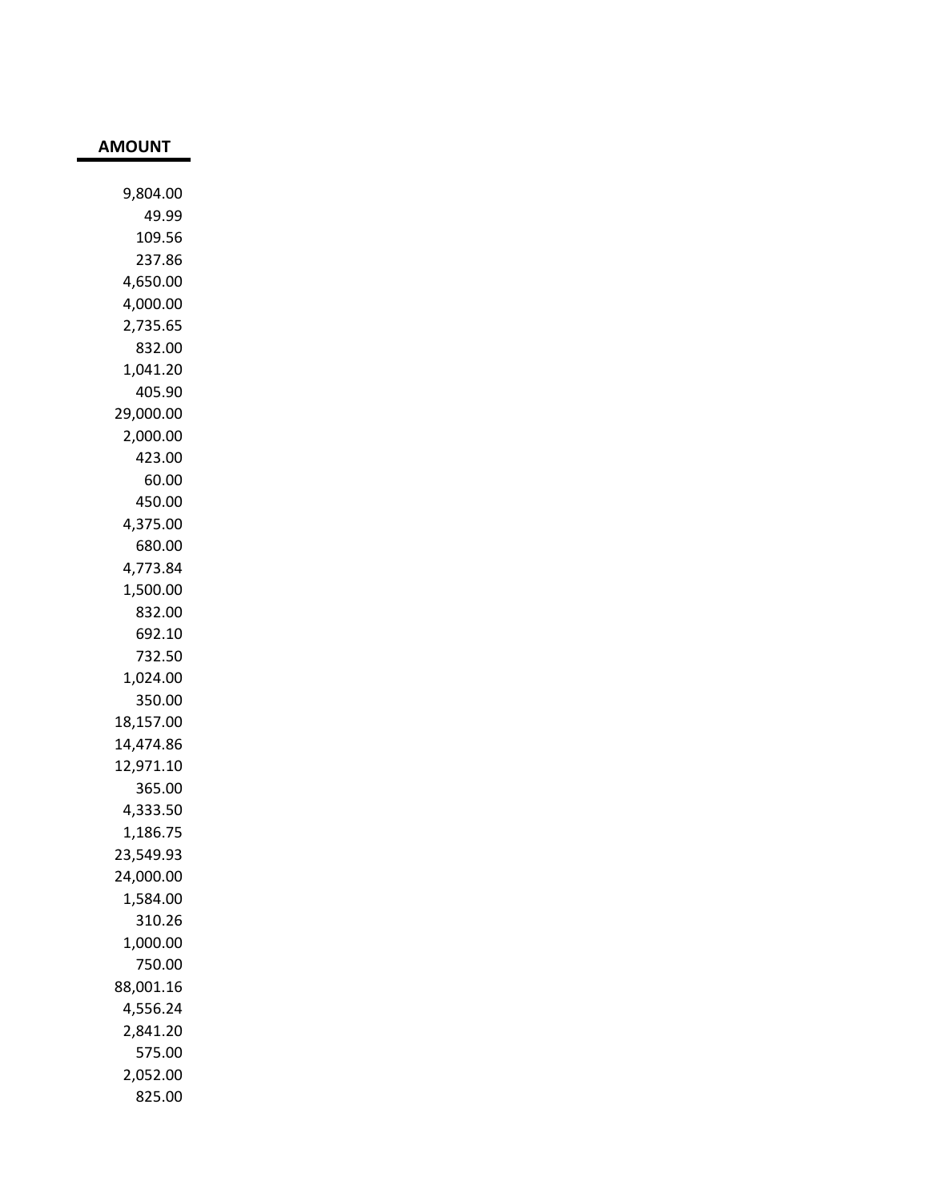| AMOUNT |
|---:|
| 9,804.00 |
| 49.99 |
| 109.56 |
| 237.86 |
| 4,650.00 |
| 4,000.00 |
| 2,735.65 |
| 832.00 |
| 1,041.20 |
| 405.90 |
| 29,000.00 |
| 2,000.00 |
| 423.00 |
| 60.00 |
| 450.00 |
| 4,375.00 |
| 680.00 |
| 4,773.84 |
| 1,500.00 |
| 832.00 |
| 692.10 |
| 732.50 |
| 1,024.00 |
| 350.00 |
| 18,157.00 |
| 14,474.86 |
| 12,971.10 |
| 365.00 |
| 4,333.50 |
| 1,186.75 |
| 23,549.93 |
| 24,000.00 |
| 1,584.00 |
| 310.26 |
| 1,000.00 |
| 750.00 |
| 88,001.16 |
| 4,556.24 |
| 2,841.20 |
| 575.00 |
| 2,052.00 |
| 825.00 |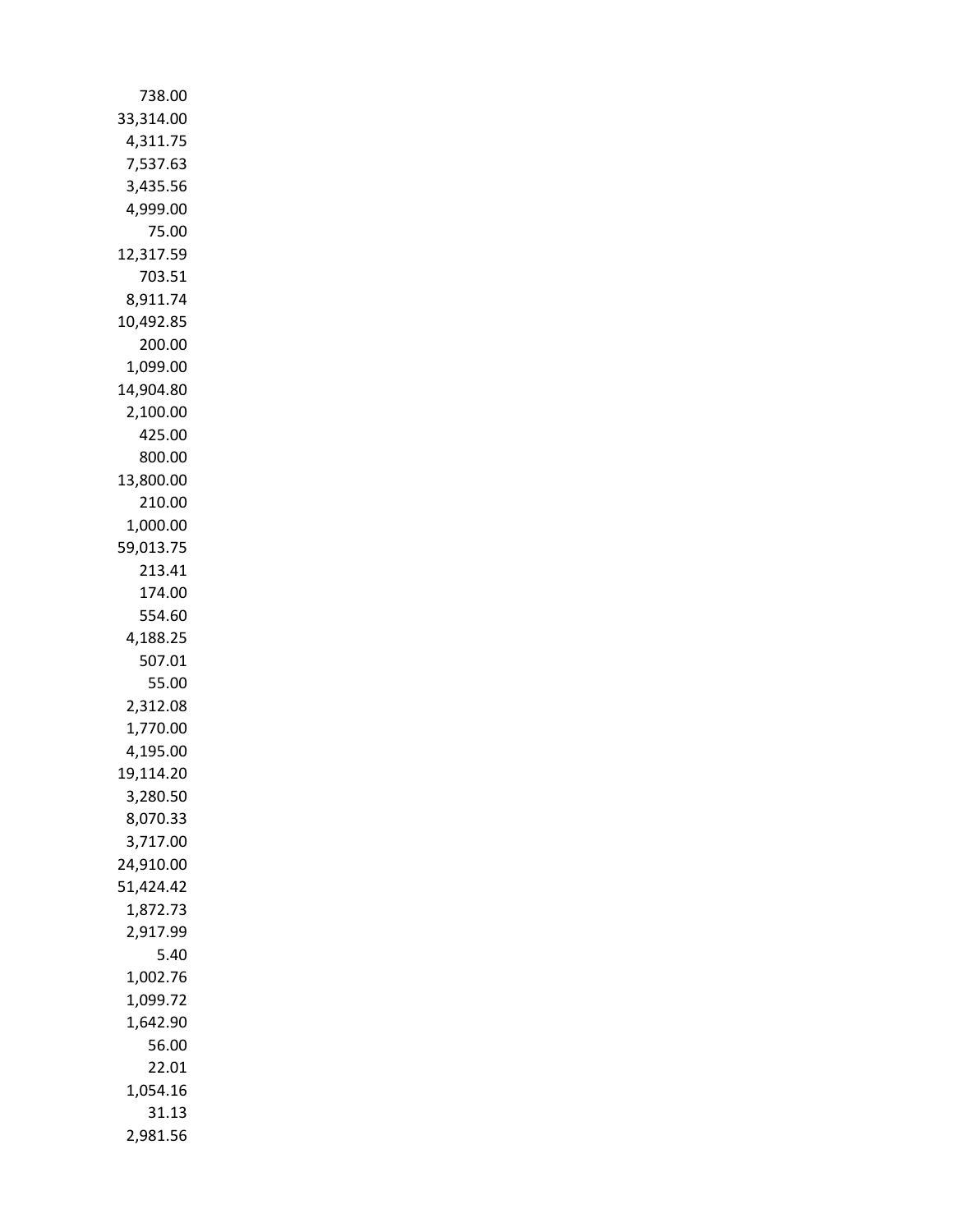738.00
33,314.00
4,311.75
7,537.63
3,435.56
4,999.00
75.00
12,317.59
703.51
8,911.74
10,492.85
200.00
1,099.00
14,904.80
2,100.00
425.00
800.00
13,800.00
210.00
1,000.00
59,013.75
213.41
174.00
554.60
4,188.25
507.01
55.00
2,312.08
1,770.00
4,195.00
19,114.20
3,280.50
8,070.33
3,717.00
24,910.00
51,424.42
1,872.73
2,917.99
5.40
1,002.76
1,099.72
1,642.90
56.00
22.01
1,054.16
31.13
2,981.56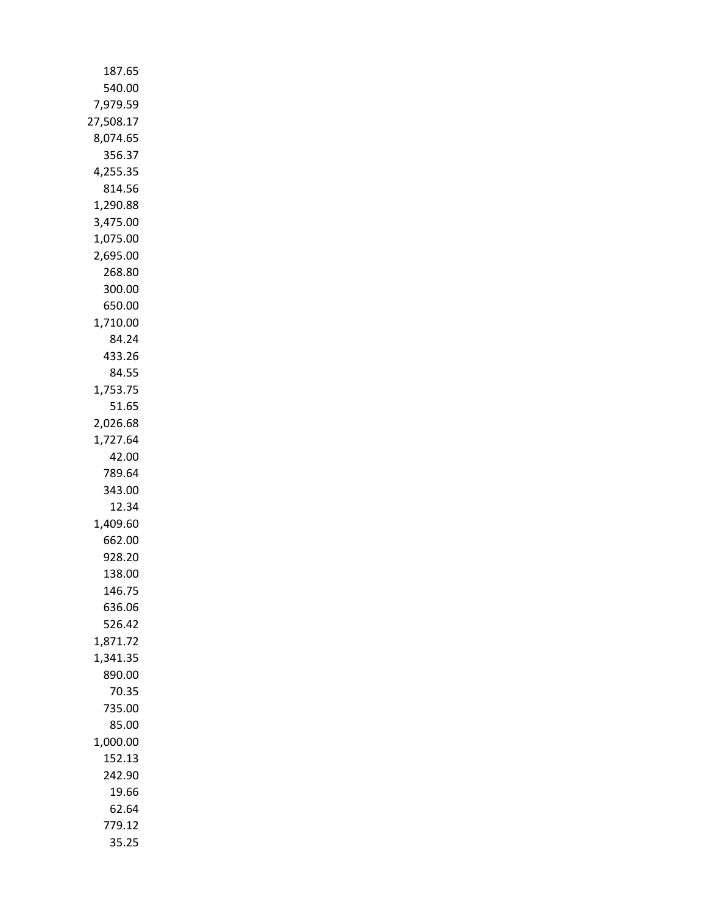187.65
540.00
7,979.59
27,508.17
8,074.65
356.37
4,255.35
814.56
1,290.88
3,475.00
1,075.00
2,695.00
268.80
300.00
650.00
1,710.00
84.24
433.26
84.55
1,753.75
51.65
2,026.68
1,727.64
42.00
789.64
343.00
12.34
1,409.60
662.00
928.20
138.00
146.75
636.06
526.42
1,871.72
1,341.35
890.00
70.35
735.00
85.00
1,000.00
152.13
242.90
19.66
62.64
779.12
35.25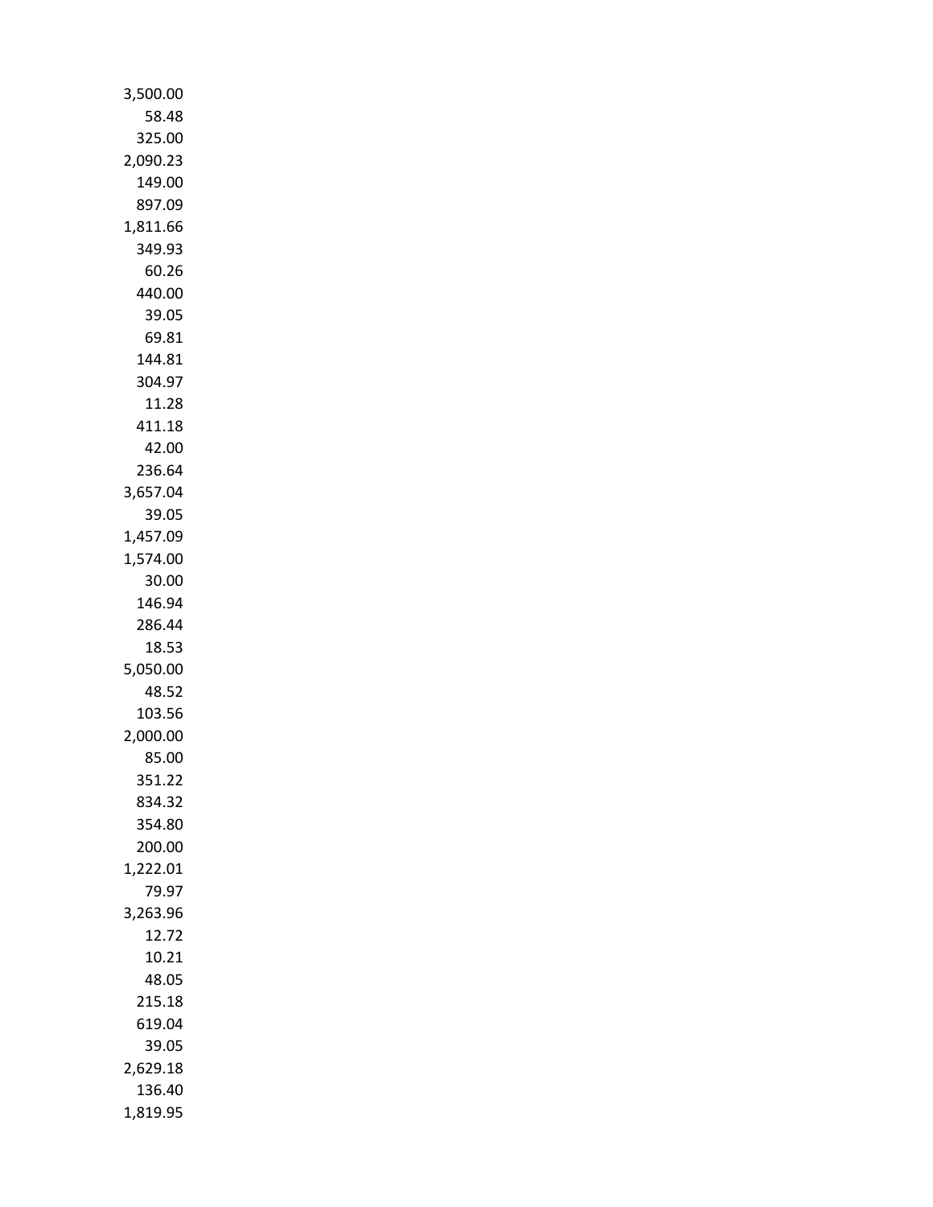3,500.00
58.48
325.00
2,090.23
149.00
897.09
1,811.66
349.93
60.26
440.00
39.05
69.81
144.81
304.97
11.28
411.18
42.00
236.64
3,657.04
39.05
1,457.09
1,574.00
30.00
146.94
286.44
18.53
5,050.00
48.52
103.56
2,000.00
85.00
351.22
834.32
354.80
200.00
1,222.01
79.97
3,263.96
12.72
10.21
48.05
215.18
619.04
39.05
2,629.18
136.40
1,819.95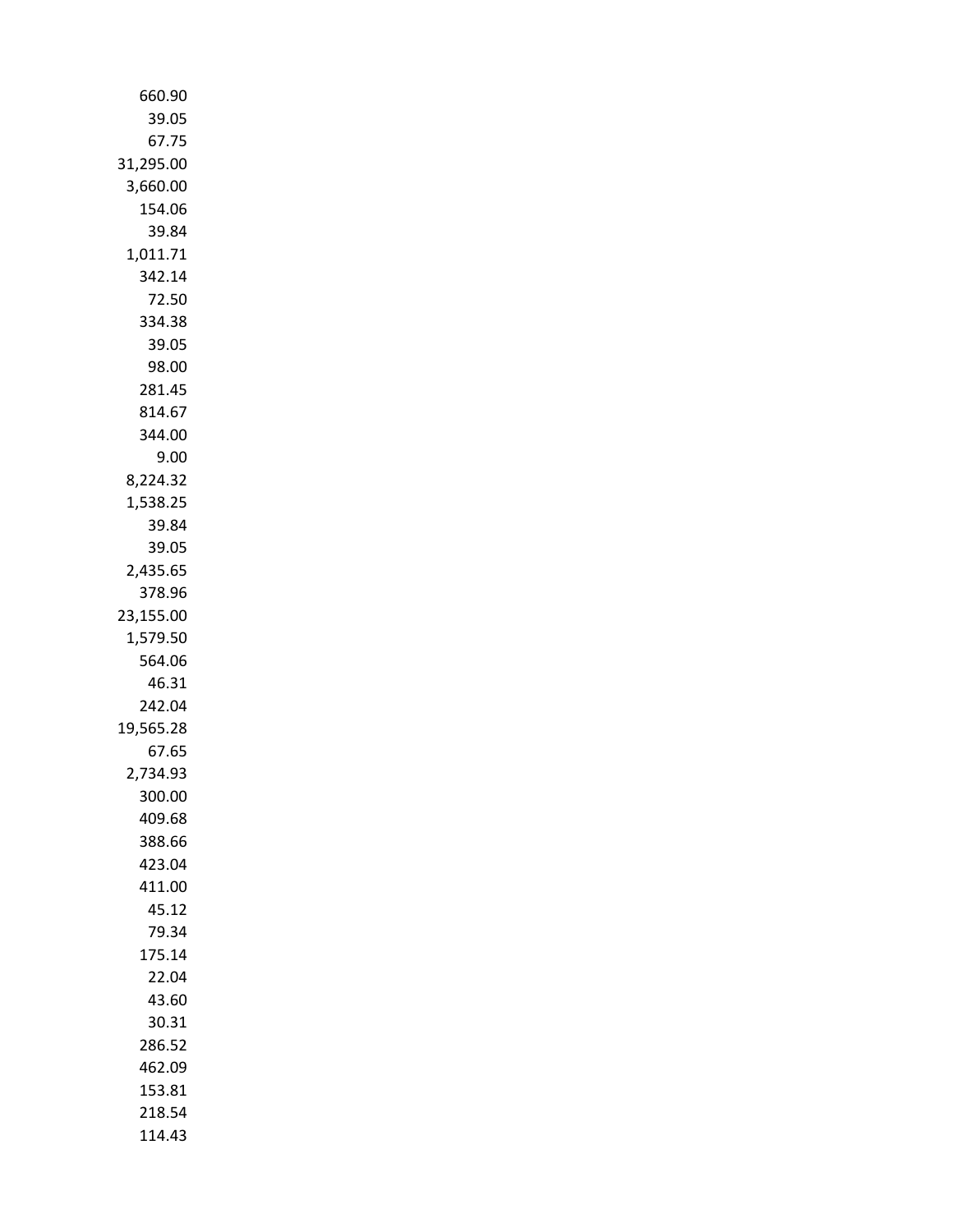660.90
39.05
67.75
31,295.00
3,660.00
154.06
39.84
1,011.71
342.14
72.50
334.38
39.05
98.00
281.45
814.67
344.00
9.00
8,224.32
1,538.25
39.84
39.05
2,435.65
378.96
23,155.00
1,579.50
564.06
46.31
242.04
19,565.28
67.65
2,734.93
300.00
409.68
388.66
423.04
411.00
45.12
79.34
175.14
22.04
43.60
30.31
286.52
462.09
153.81
218.54
114.43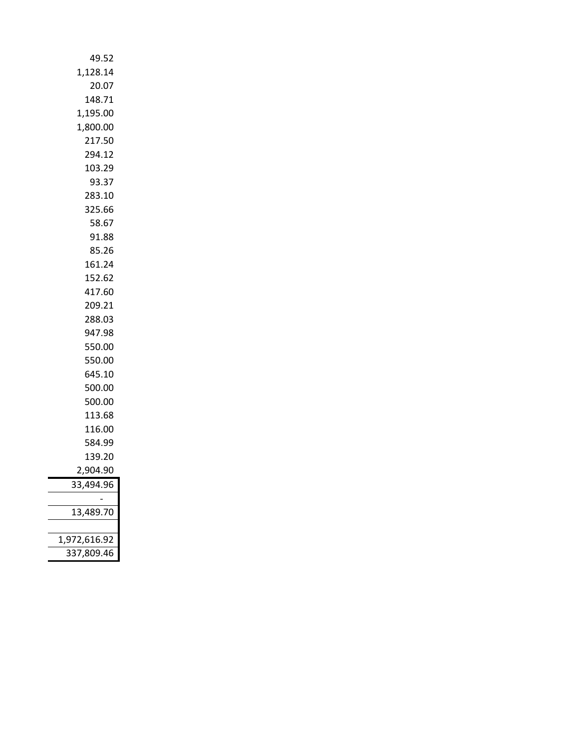| |
|---|
| 49.52 |
| 1,128.14 |
| 20.07 |
| 148.71 |
| 1,195.00 |
| 1,800.00 |
| 217.50 |
| 294.12 |
| 103.29 |
| 93.37 |
| 283.10 |
| 325.66 |
| 58.67 |
| 91.88 |
| 85.26 |
| 161.24 |
| 152.62 |
| 417.60 |
| 209.21 |
| 288.03 |
| 947.98 |
| 550.00 |
| 550.00 |
| 645.10 |
| 500.00 |
| 500.00 |
| 113.68 |
| 116.00 |
| 584.99 |
| 139.20 |
| 2,904.90 |
| 33,494.96 |
| - |
| 13,489.70 |
| |
| 1,972,616.92 |
| 337,809.46 |